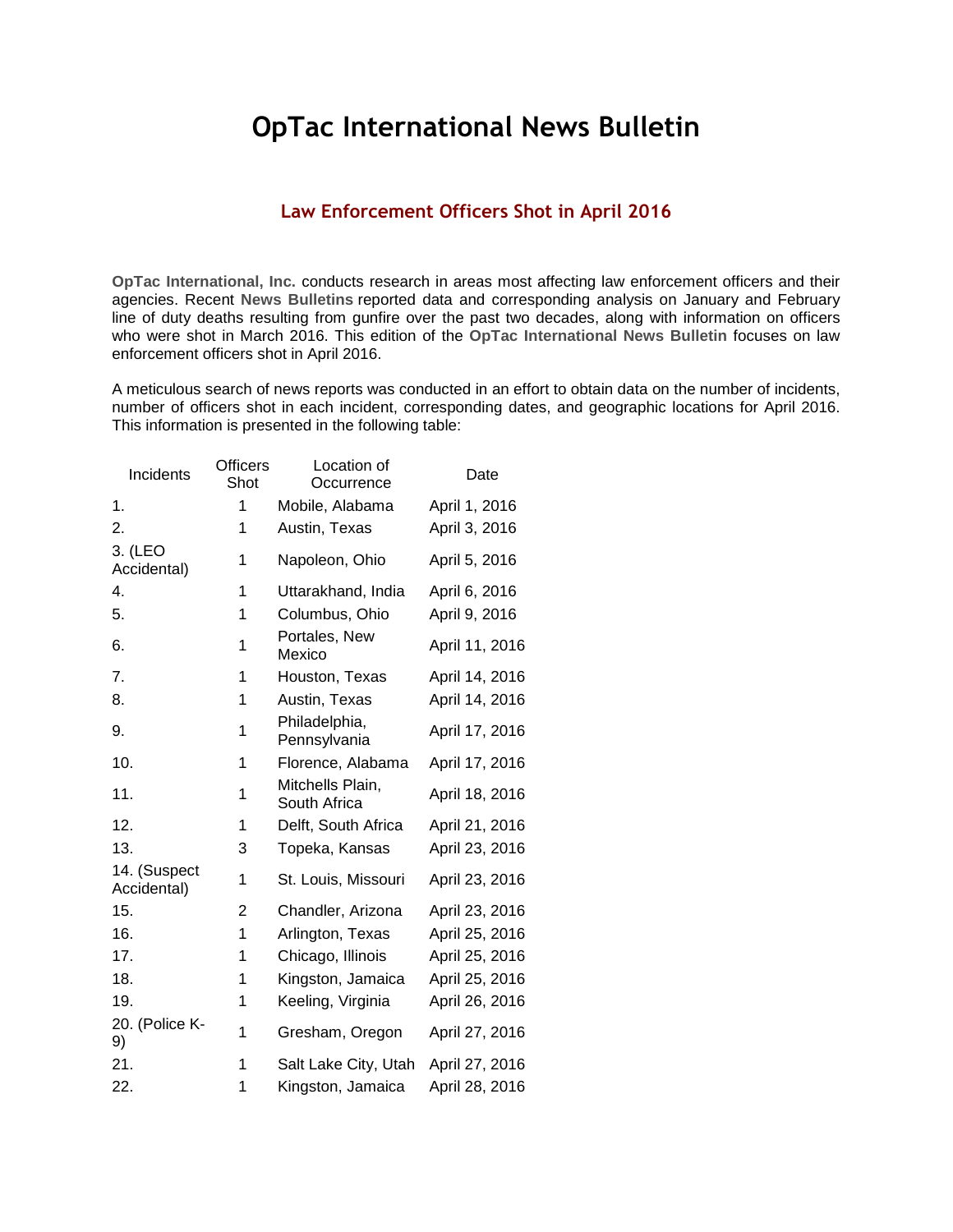# OpTac International News Bulletin

## Law Enforcement Officers Shot in April 2016

**OpTac International, Inc.** conducts research in areas most affecting law enforcement officers and their agencies. Recent **News Bulletins** reported data and corresponding analysis on January and February line of duty deaths resulting from gunfire over the past two decades, along with information on officers who were shot in March 2016. This edition of the **OpTac International News Bulletin** focuses on law enforcement officers shot in April 2016.

A meticulous search of news reports was conducted in an effort to obtain data on the number of incidents, number of officers shot in each incident, corresponding dates, and geographic locations for April 2016. This information is presented in the following table:

| Incidents | Officers Shot | Location of Occurrence | Date |
|---|---|---|---|
| 1. | 1 | Mobile, Alabama | April 1, 2016 |
| 2. | 1 | Austin, Texas | April 3, 2016 |
| 3. (LEO Accidental) | 1 | Napoleon, Ohio | April 5, 2016 |
| 4. | 1 | Uttarakhand, India | April 6, 2016 |
| 5. | 1 | Columbus, Ohio | April 9, 2016 |
| 6. | 1 | Portales, New Mexico | April 11, 2016 |
| 7. | 1 | Houston, Texas | April 14, 2016 |
| 8. | 1 | Austin, Texas | April 14, 2016 |
| 9. | 1 | Philadelphia, Pennsylvania | April 17, 2016 |
| 10. | 1 | Florence, Alabama | April 17, 2016 |
| 11. | 1 | Mitchells Plain, South Africa | April 18, 2016 |
| 12. | 1 | Delft, South Africa | April 21, 2016 |
| 13. | 3 | Topeka, Kansas | April 23, 2016 |
| 14. (Suspect Accidental) | 1 | St. Louis, Missouri | April 23, 2016 |
| 15. | 2 | Chandler, Arizona | April 23, 2016 |
| 16. | 1 | Arlington, Texas | April 25, 2016 |
| 17. | 1 | Chicago, Illinois | April 25, 2016 |
| 18. | 1 | Kingston, Jamaica | April 25, 2016 |
| 19. | 1 | Keeling, Virginia | April 26, 2016 |
| 20. (Police K-9) | 1 | Gresham, Oregon | April 27, 2016 |
| 21. | 1 | Salt Lake City, Utah | April 27, 2016 |
| 22. | 1 | Kingston, Jamaica | April 28, 2016 |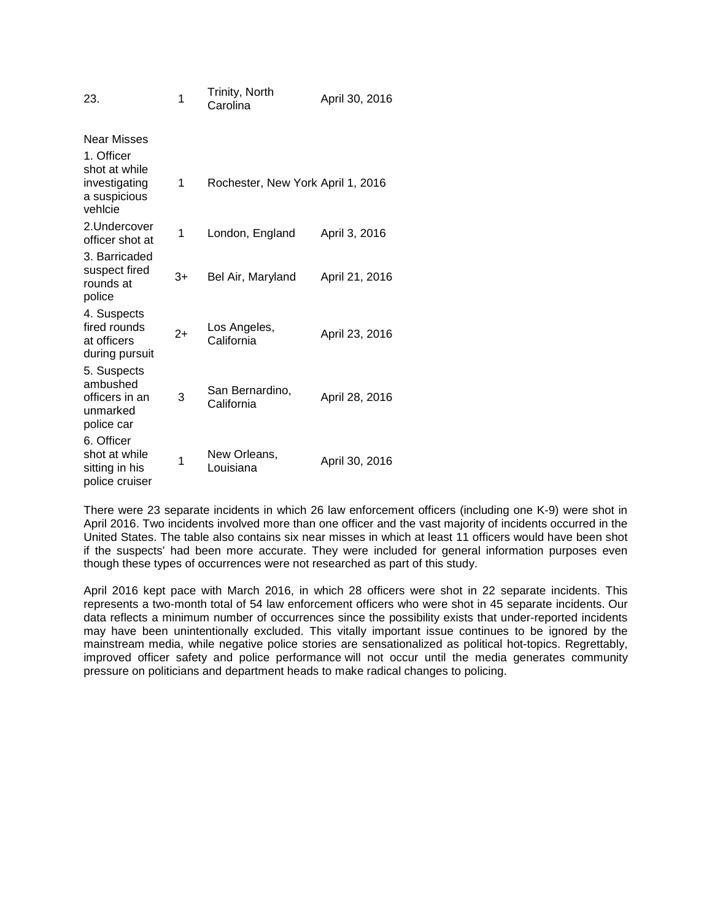| | | | |
|---|---|---|---|
| 23. | 1 | Trinity, North Carolina | April 30, 2016 |
| Near Misses | | | |
| 1. Officer shot at while investigating a suspicious vehlcie | 1 | Rochester, New York | April 1, 2016 |
| 2.Undercover officer shot at | 1 | London, England | April 3, 2016 |
| 3. Barricaded suspect fired rounds at police | 3+ | Bel Air, Maryland | April 21, 2016 |
| 4. Suspects fired rounds at officers during pursuit | 2+ | Los Angeles, California | April 23, 2016 |
| 5. Suspects ambushed officers in an unmarked police car | 3 | San Bernardino, California | April 28, 2016 |
| 6. Officer shot at while sitting in his police cruiser | 1 | New Orleans, Louisiana | April 30, 2016 |

There were 23 separate incidents in which 26 law enforcement officers (including one K-9) were shot in April 2016. Two incidents involved more than one officer and the vast majority of incidents occurred in the United States. The table also contains six near misses in which at least 11 officers would have been shot if the suspects' had been more accurate. They were included for general information purposes even though these types of occurrences were not researched as part of this study.

April 2016 kept pace with March 2016, in which 28 officers were shot in 22 separate incidents. This represents a two-month total of 54 law enforcement officers who were shot in 45 separate incidents. Our data reflects a minimum number of occurrences since the possibility exists that under-reported incidents may have been unintentionally excluded. This vitally important issue continues to be ignored by the mainstream media, while negative police stories are sensationalized as political hot-topics. Regrettably, improved officer safety and police performance will not occur until the media generates community pressure on politicians and department heads to make radical changes to policing.